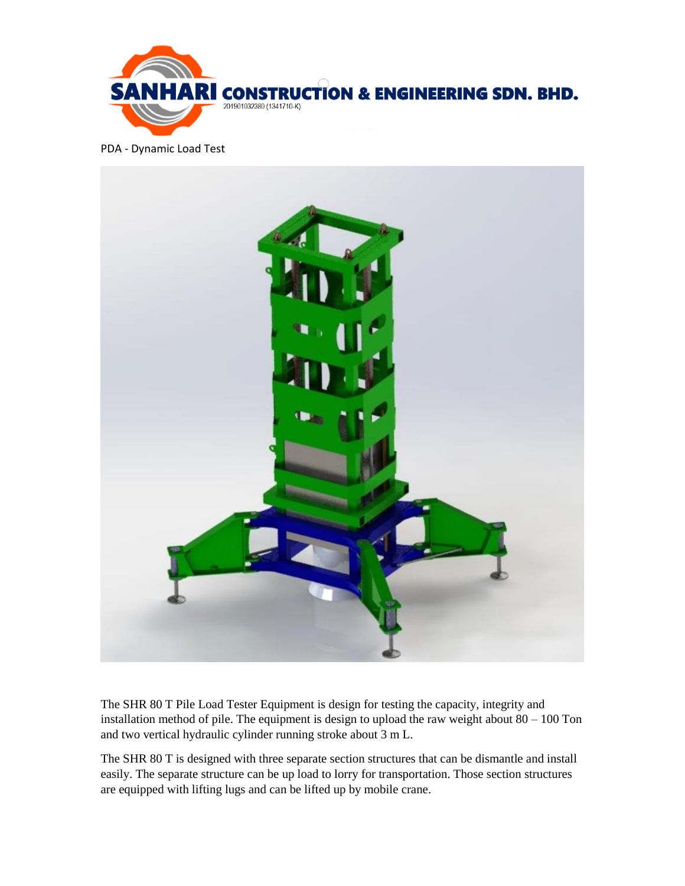SANHARI CONSTRUCTION & ENGINEERING SDN. BHD.
201901032380 (1341710-K)

PDA - Dynamic Load Test

The SHR 80 T Pile Load Tester Equipment is design for testing the capacity, integrity and installation method of pile. The equipment is design to upload the raw weight about 80 – 100 Ton and two vertical hydraulic cylinder running stroke about 3 m L.

The SHR 80 T is designed with three separate section structures that can be dismantle and install easily. The separate structure can be up load to lorry for transportation. Those section structures are equipped with lifting lugs and can be lifted up by mobile crane.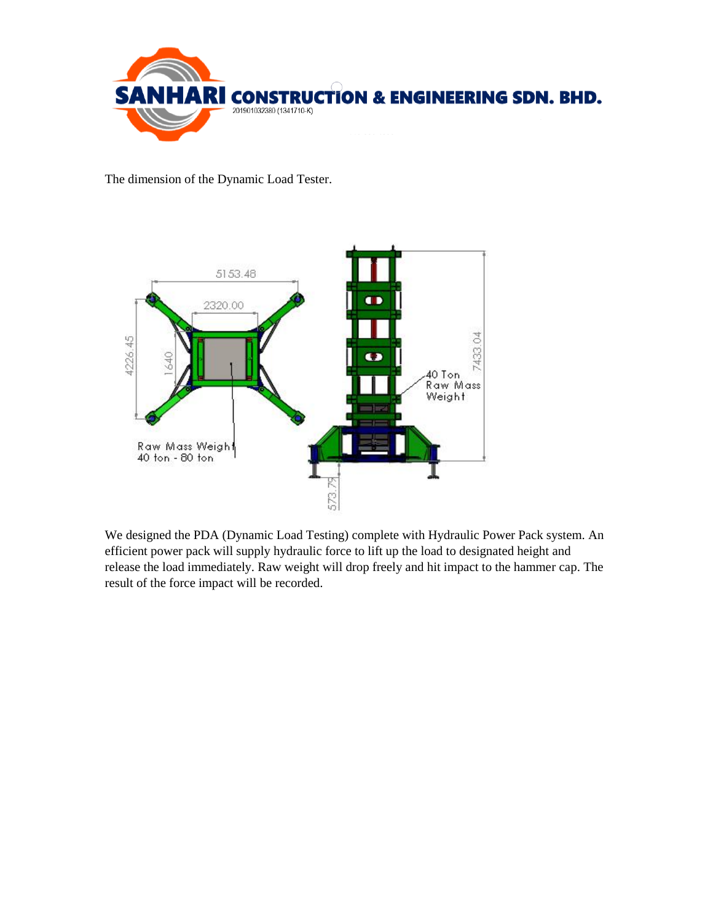The dimension of the Dynamic Load Tester.

We designed the PDA (Dynamic Load Testing) complete with Hydraulic Power Pack system. An efficient power pack will supply hydraulic force to lift up the load to designated height and release the load immediately. Raw weight will drop freely and hit impact to the hammer cap. The result of the force impact will be recorded.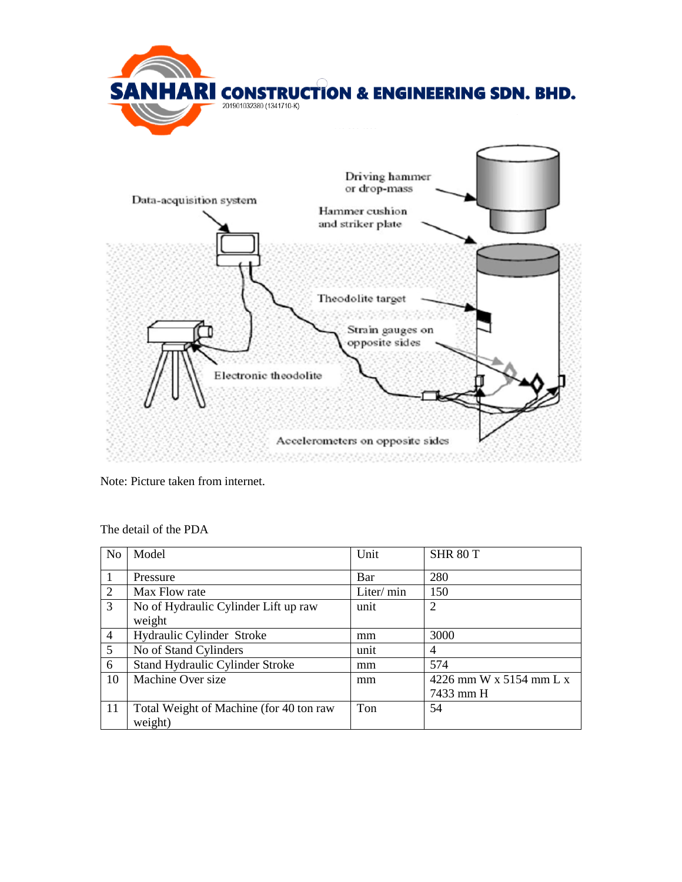# SANHARI CONSTRUCTION & ENGINEERING SDN. BHD.

201901032380 (1341710-K)

Data-acquisition system

Driving hammer or drop-mass

Hammer cushion and striker plate

Theodolite target

Strain gauges on opposite sides

Electronic theodolite

Accelerometers on opposite sides

Note: Picture taken from internet.

The detail of the PDA

| No | Model | Unit | SHR 80 T |
|---|---|---|---|
| 1 | Pressure | Bar | 280 |
| 2 | Max Flow rate | Liter/ min | 150 |
| 3 | No of Hydraulic Cylinder Lift up raw weight | unit | 2 |
| 4 | Hydraulic Cylinder Stroke | mm | 3000 |
| 5 | No of Stand Cylinders | unit | 4 |
| 6 | Stand Hydraulic Cylinder Stroke | mm | 574 |
| 10 | Machine Over size | mm | 4226 mm W x 5154 mm L x 7433 mm H |
| 11 | Total Weight of Machine (for 40 ton raw weight) | Ton | 54 |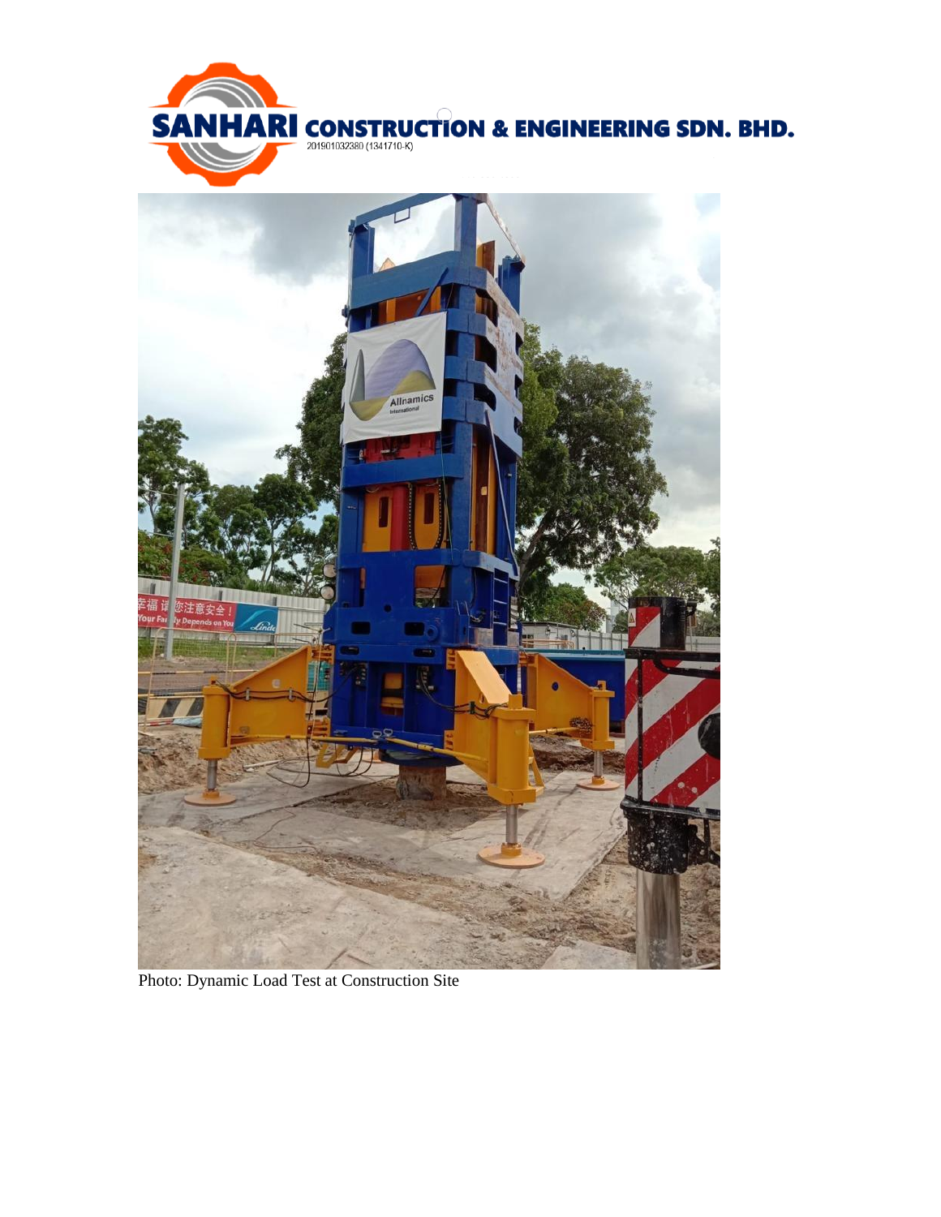Photo: Dynamic Load Test at Construction Site